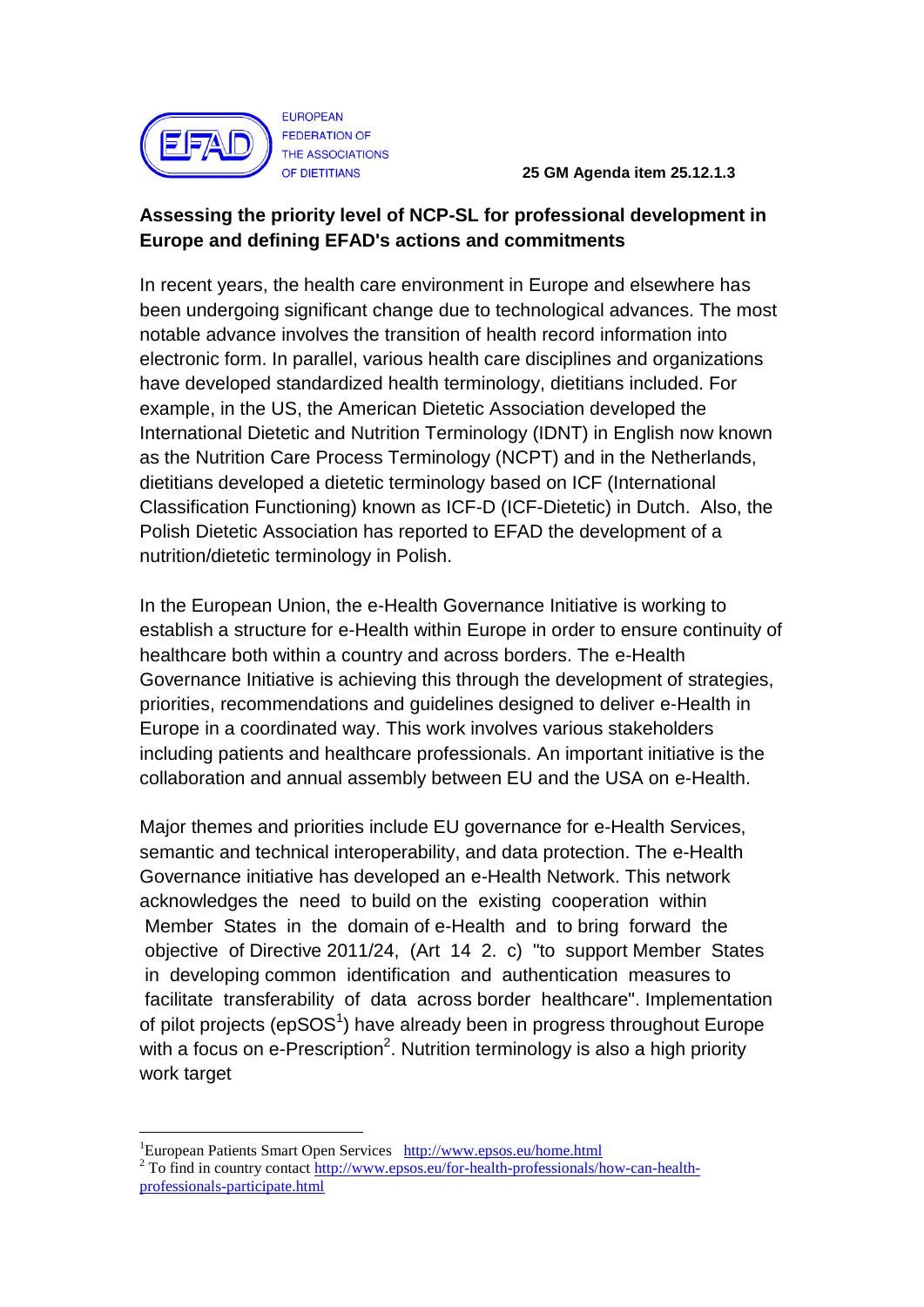EUROPEAN FEDERATION OF THE ASSOCIATIONS OF DIETITIANS

**25 GM Agenda item 25.12.1.3**

## Assessing the priority level of NCP-SL for professional development in Europe and defining EFAD's actions and commitments

In recent years, the health care environment in Europe and elsewhere has been undergoing significant change due to technological advances. The most notable advance involves the transition of health record information into electronic form. In parallel, various health care disciplines and organizations have developed standardized health terminology, dietitians included. For example, in the US, the American Dietetic Association developed the International Dietetic and Nutrition Terminology (IDNT) in English now known as the Nutrition Care Process Terminology (NCPT) and in the Netherlands, dietitians developed a dietetic terminology based on ICF (International Classification Functioning) known as ICF-D (ICF-Dietetic) in Dutch. Also, the Polish Dietetic Association has reported to EFAD the development of a nutrition/dietetic terminology in Polish.

In the European Union, the e-Health Governance Initiative is working to establish a structure for e-Health within Europe in order to ensure continuity of healthcare both within a country and across borders. The e-Health Governance Initiative is achieving this through the development of strategies, priorities, recommendations and guidelines designed to deliver e-Health in Europe in a coordinated way. This work involves various stakeholders including patients and healthcare professionals. An important initiative is the collaboration and annual assembly between EU and the USA on e-Health.

Major themes and priorities include EU governance for e-Health Services, semantic and technical interoperability, and data protection. The e-Health Governance initiative has developed an e-Health Network. This network acknowledges the need to build on the existing cooperation within Member States in the domain of e-Health and to bring forward the objective of Directive 2011/24, (Art 14 2. c) "to support Member States in developing common identification and authentication measures to facilitate transferability of data across border healthcare". Implementation of pilot projects (epSOS[1]) have already been in progress throughout Europe with a focus on e-Prescription[2]. Nutrition terminology is also a high priority work target

---

[1] European Patients Smart Open Services http://www.epsos.eu/home.html

[2] To find in country contact http://www.epsos.eu/for-health-professionals/how-can-health-professionals-participate.html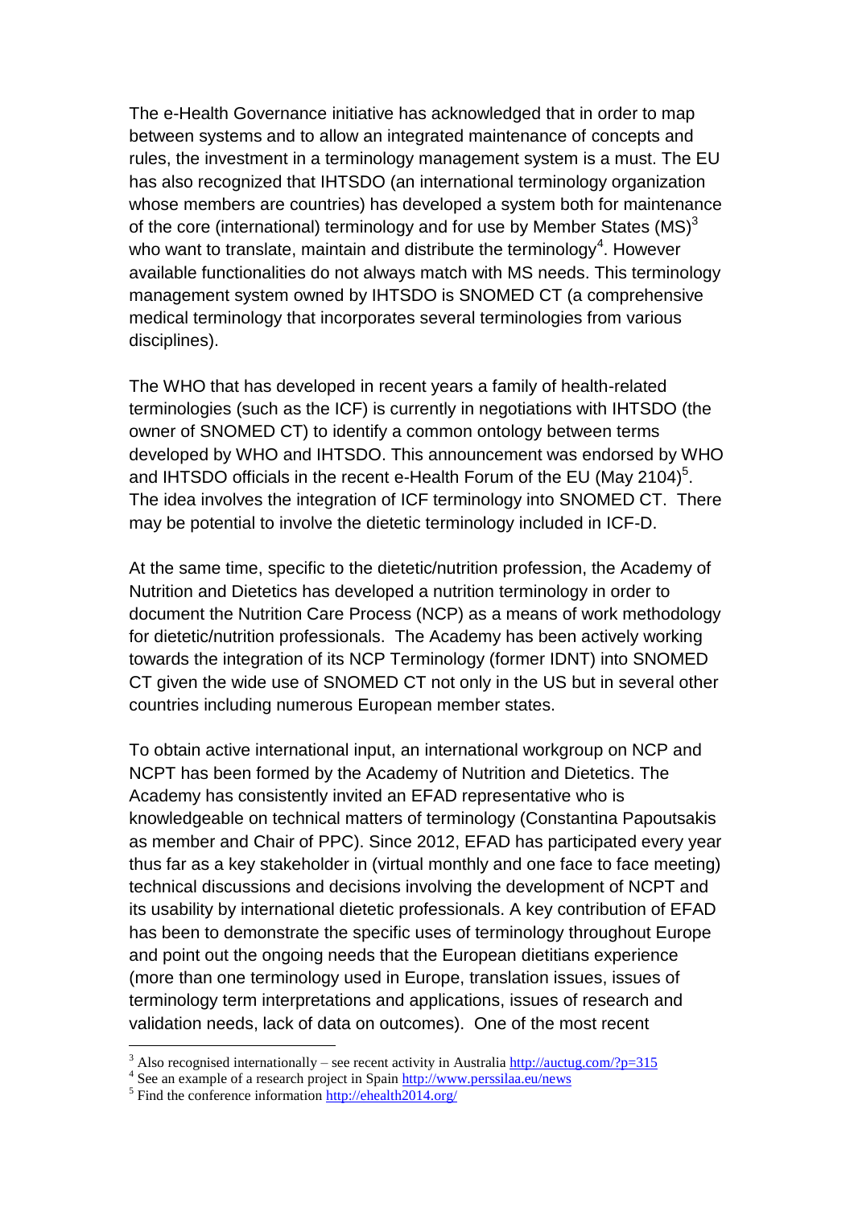The e-Health Governance initiative has acknowledged that in order to map between systems and to allow an integrated maintenance of concepts and rules, the investment in a terminology management system is a must. The EU has also recognized that IHTSDO (an international terminology organization whose members are countries) has developed a system both for maintenance of the core (international) terminology and for use by Member States (MS)[3] who want to translate, maintain and distribute the terminology[4]. However available functionalities do not always match with MS needs. This terminology management system owned by IHTSDO is SNOMED CT (a comprehensive medical terminology that incorporates several terminologies from various disciplines).

The WHO that has developed in recent years a family of health-related terminologies (such as the ICF) is currently in negotiations with IHTSDO (the owner of SNOMED CT) to identify a common ontology between terms developed by WHO and IHTSDO. This announcement was endorsed by WHO and IHTSDO officials in the recent e-Health Forum of the EU (May 2104)[5]. The idea involves the integration of ICF terminology into SNOMED CT. There may be potential to involve the dietetic terminology included in ICF-D.

At the same time, specific to the dietetic/nutrition profession, the Academy of Nutrition and Dietetics has developed a nutrition terminology in order to document the Nutrition Care Process (NCP) as a means of work methodology for dietetic/nutrition professionals. The Academy has been actively working towards the integration of its NCP Terminology (former IDNT) into SNOMED CT given the wide use of SNOMED CT not only in the US but in several other countries including numerous European member states.

To obtain active international input, an international workgroup on NCP and NCPT has been formed by the Academy of Nutrition and Dietetics. The Academy has consistently invited an EFAD representative who is knowledgeable on technical matters of terminology (Constantina Papoutsakis as member and Chair of PPC). Since 2012, EFAD has participated every year thus far as a key stakeholder in (virtual monthly and one face to face meeting) technical discussions and decisions involving the development of NCPT and its usability by international dietetic professionals. A key contribution of EFAD has been to demonstrate the specific uses of terminology throughout Europe and point out the ongoing needs that the European dietitians experience (more than one terminology used in Europe, translation issues, issues of terminology term interpretations and applications, issues of research and validation needs, lack of data on outcomes). One of the most recent

---

[3] Also recognised internationally – see recent activity in Australia http://auctug.com/?p=315

[4] See an example of a research project in Spain http://www.perssilaa.eu/news

[5] Find the conference information http://ehealth2014.org/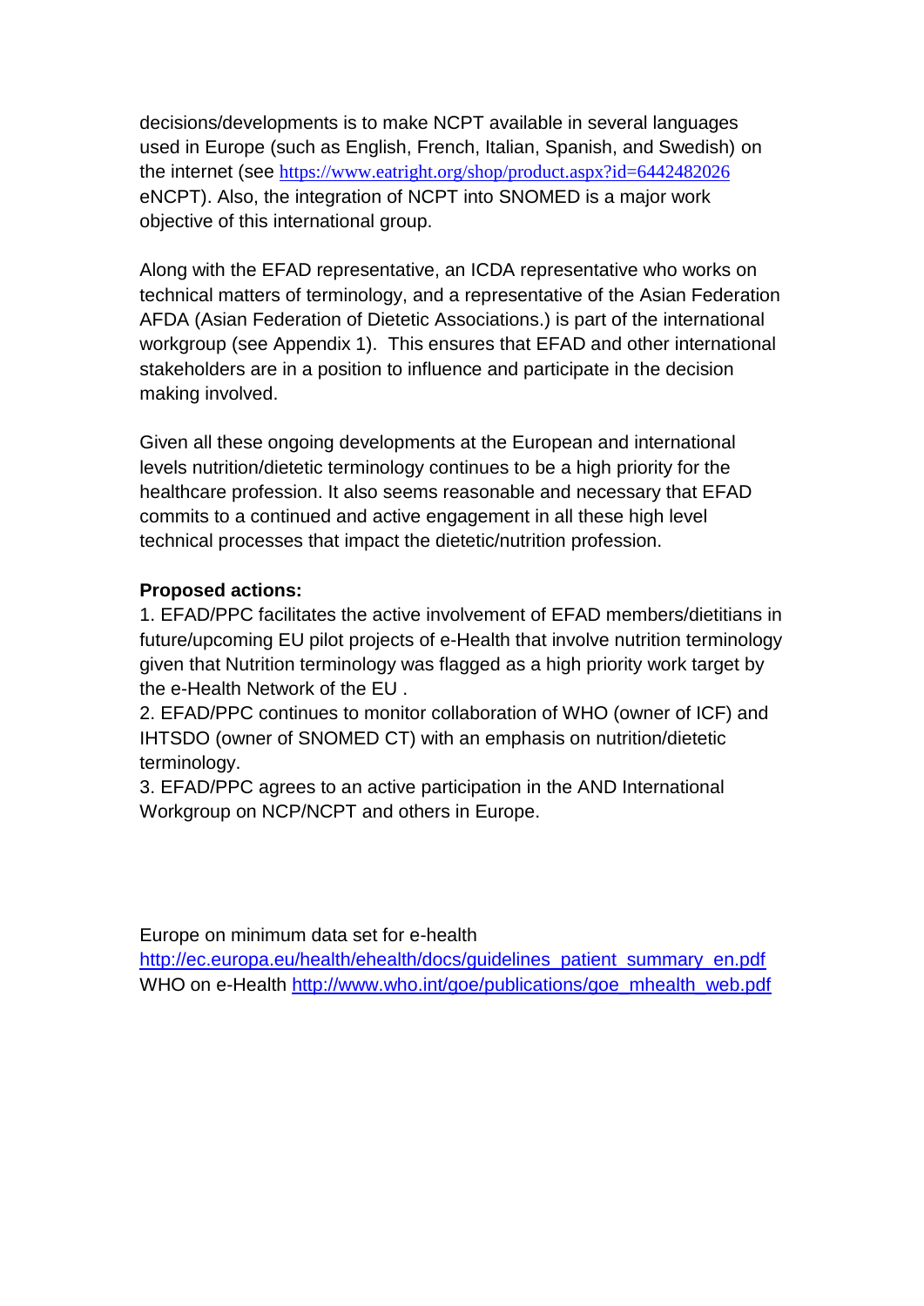decisions/developments is to make NCPT available in several languages used in Europe (such as English, French, Italian, Spanish, and Swedish) on the internet (see https://www.eatright.org/shop/product.aspx?id=6442482026 eNCPT). Also, the integration of NCPT into SNOMED is a major work objective of this international group.

Along with the EFAD representative, an ICDA representative who works on technical matters of terminology, and a representative of the Asian Federation AFDA (Asian Federation of Dietetic Associations.) is part of the international workgroup (see Appendix 1). This ensures that EFAD and other international stakeholders are in a position to influence and participate in the decision making involved.

Given all these ongoing developments at the European and international levels nutrition/dietetic terminology continues to be a high priority for the healthcare profession. It also seems reasonable and necessary that EFAD commits to a continued and active engagement in all these high level technical processes that impact the dietetic/nutrition profession.

**Proposed actions:**

1. EFAD/PPC facilitates the active involvement of EFAD members/dietitians in future/upcoming EU pilot projects of e-Health that involve nutrition terminology given that Nutrition terminology was flagged as a high priority work target by the e-Health Network of the EU .
2. EFAD/PPC continues to monitor collaboration of WHO (owner of ICF) and IHTSDO (owner of SNOMED CT) with an emphasis on nutrition/dietetic terminology.
3. EFAD/PPC agrees to an active participation in the AND International Workgroup on NCP/NCPT and others in Europe.

Europe on minimum data set for e-health
http://ec.europa.eu/health/ehealth/docs/guidelines_patient_summary_en.pdf
WHO on e-Health http://www.who.int/goe/publications/goe_mhealth_web.pdf